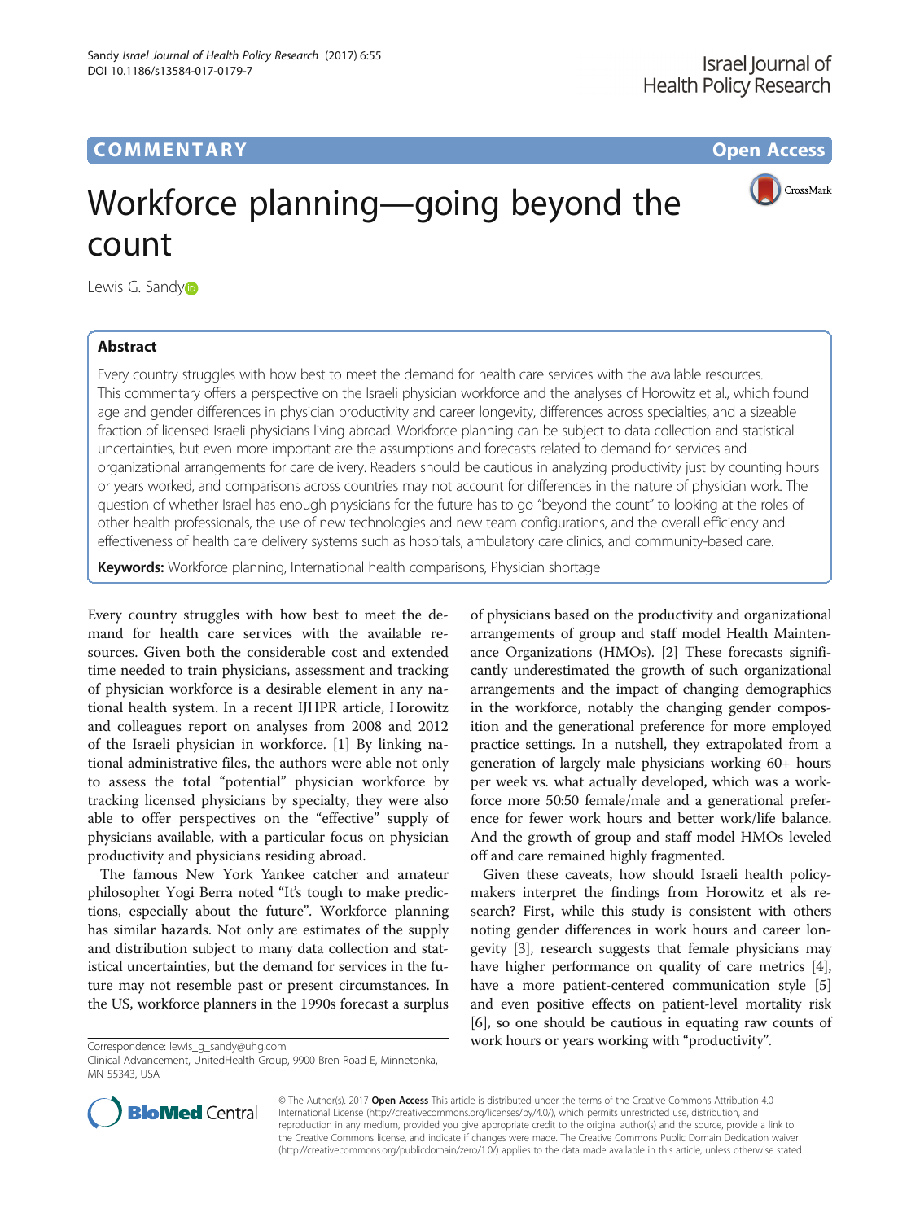COMMENTARY

Open Access

# Workforce planning—going beyond the count

Lewis G. Sandy

## Abstract

Every country struggles with how best to meet the demand for health care services with the available resources. This commentary offers a perspective on the Israeli physician workforce and the analyses of Horowitz et al., which found age and gender differences in physician productivity and career longevity, differences across specialties, and a sizeable fraction of licensed Israeli physicians living abroad. Workforce planning can be subject to data collection and statistical uncertainties, but even more important are the assumptions and forecasts related to demand for services and organizational arrangements for care delivery. Readers should be cautious in analyzing productivity just by counting hours or years worked, and comparisons across countries may not account for differences in the nature of physician work. The question of whether Israel has enough physicians for the future has to go "beyond the count" to looking at the roles of other health professionals, the use of new technologies and new team configurations, and the overall efficiency and effectiveness of health care delivery systems such as hospitals, ambulatory care clinics, and community-based care.

**Keywords:** Workforce planning, International health comparisons, Physician shortage

Every country struggles with how best to meet the demand for health care services with the available resources. Given both the considerable cost and extended time needed to train physicians, assessment and tracking of physician workforce is a desirable element in any national health system. In a recent IJHPR article, Horowitz and colleagues report on analyses from 2008 and 2012 of the Israeli physician in workforce. [1] By linking national administrative files, the authors were able not only to assess the total "potential" physician workforce by tracking licensed physicians by specialty, they were also able to offer perspectives on the "effective" supply of physicians available, with a particular focus on physician productivity and physicians residing abroad.

The famous New York Yankee catcher and amateur philosopher Yogi Berra noted "It's tough to make predictions, especially about the future". Workforce planning has similar hazards. Not only are estimates of the supply and distribution subject to many data collection and statistical uncertainties, but the demand for services in the future may not resemble past or present circumstances. In the US, workforce planners in the 1990s forecast a surplus of physicians based on the productivity and organizational arrangements of group and staff model Health Maintenance Organizations (HMOs). [2] These forecasts significantly underestimated the growth of such organizational arrangements and the impact of changing demographics in the workforce, notably the changing gender composition and the generational preference for more employed practice settings. In a nutshell, they extrapolated from a generation of largely male physicians working 60+ hours per week vs. what actually developed, which was a workforce more 50:50 female/male and a generational preference for fewer work hours and better work/life balance. And the growth of group and staff model HMOs leveled off and care remained highly fragmented.

Given these caveats, how should Israeli health policymakers interpret the findings from Horowitz et als research? First, while this study is consistent with others noting gender differences in work hours and career longevity [3], research suggests that female physicians may have higher performance on quality of care metrics [4], have a more patient-centered communication style [5] and even positive effects on patient-level mortality risk [6], so one should be cautious in equating raw counts of work hours or years working with "productivity".

Correspondence: lewis_g_sandy@uhg.com
Clinical Advancement, UnitedHealth Group, 9900 Bren Road E, Minnetonka, MN 55343, USA

© The Author(s). 2017 **Open Access** This article is distributed under the terms of the Creative Commons Attribution 4.0 International License (http://creativecommons.org/licenses/by/4.0/), which permits unrestricted use, distribution, and reproduction in any medium, provided you give appropriate credit to the original author(s) and the source, provide a link to the Creative Commons license, and indicate if changes were made. The Creative Commons Public Domain Dedication waiver (http://creativecommons.org/publicdomain/zero/1.0/) applies to the data made available in this article, unless otherwise stated.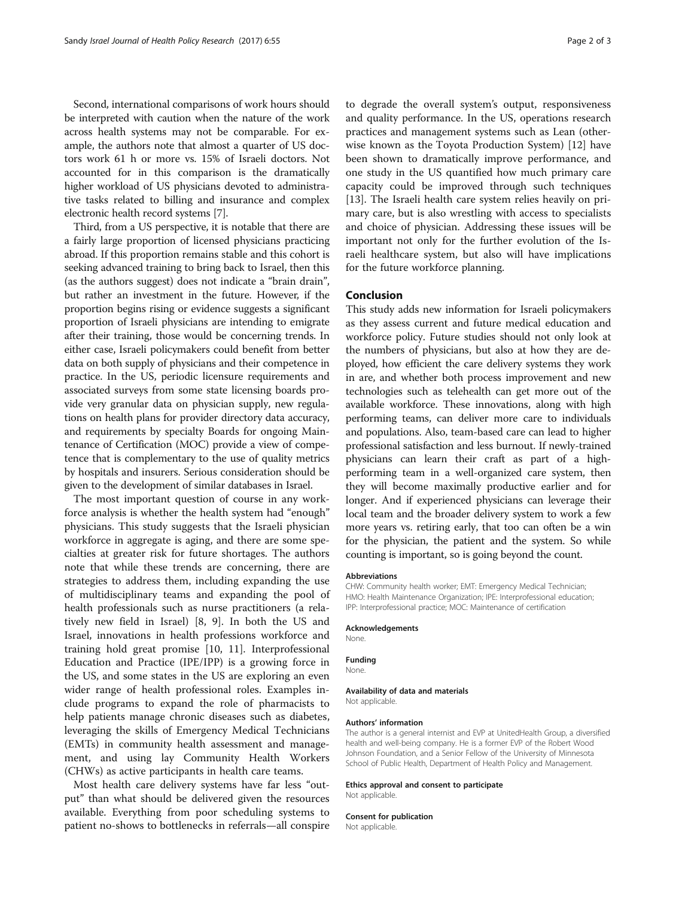Second, international comparisons of work hours should be interpreted with caution when the nature of the work across health systems may not be comparable. For example, the authors note that almost a quarter of US doctors work 61 h or more vs. 15% of Israeli doctors. Not accounted for in this comparison is the dramatically higher workload of US physicians devoted to administrative tasks related to billing and insurance and complex electronic health record systems [7].

Third, from a US perspective, it is notable that there are a fairly large proportion of licensed physicians practicing abroad. If this proportion remains stable and this cohort is seeking advanced training to bring back to Israel, then this (as the authors suggest) does not indicate a "brain drain", but rather an investment in the future. However, if the proportion begins rising or evidence suggests a significant proportion of Israeli physicians are intending to emigrate after their training, those would be concerning trends. In either case, Israeli policymakers could benefit from better data on both supply of physicians and their competence in practice. In the US, periodic licensure requirements and associated surveys from some state licensing boards provide very granular data on physician supply, new regulations on health plans for provider directory data accuracy, and requirements by specialty Boards for ongoing Maintenance of Certification (MOC) provide a view of competence that is complementary to the use of quality metrics by hospitals and insurers. Serious consideration should be given to the development of similar databases in Israel.

The most important question of course in any workforce analysis is whether the health system had "enough" physicians. This study suggests that the Israeli physician workforce in aggregate is aging, and there are some specialties at greater risk for future shortages. The authors note that while these trends are concerning, there are strategies to address them, including expanding the use of multidisciplinary teams and expanding the pool of health professionals such as nurse practitioners (a relatively new field in Israel) [8, 9]. In both the US and Israel, innovations in health professions workforce and training hold great promise [10, 11]. Interprofessional Education and Practice (IPE/IPP) is a growing force in the US, and some states in the US are exploring an even wider range of health professional roles. Examples include programs to expand the role of pharmacists to help patients manage chronic diseases such as diabetes, leveraging the skills of Emergency Medical Technicians (EMTs) in community health assessment and management, and using lay Community Health Workers (CHWs) as active participants in health care teams.

Most health care delivery systems have far less "output" than what should be delivered given the resources available. Everything from poor scheduling systems to patient no-shows to bottlenecks in referrals—all conspire to degrade the overall system's output, responsiveness and quality performance. In the US, operations research practices and management systems such as Lean (otherwise known as the Toyota Production System) [12] have been shown to dramatically improve performance, and one study in the US quantified how much primary care capacity could be improved through such techniques [13]. The Israeli health care system relies heavily on primary care, but is also wrestling with access to specialists and choice of physician. Addressing these issues will be important not only for the further evolution of the Israeli healthcare system, but also will have implications for the future workforce planning.

## Conclusion

This study adds new information for Israeli policymakers as they assess current and future medical education and workforce policy. Future studies should not only look at the numbers of physicians, but also at how they are deployed, how efficient the care delivery systems they work in are, and whether both process improvement and new technologies such as telehealth can get more out of the available workforce. These innovations, along with high performing teams, can deliver more care to individuals and populations. Also, team-based care can lead to higher professional satisfaction and less burnout. If newly-trained physicians can learn their craft as part of a high-performing team in a well-organized care system, then they will become maximally productive earlier and for longer. And if experienced physicians can leverage their local team and the broader delivery system to work a few more years vs. retiring early, that too can often be a win for the physician, the patient and the system. So while counting is important, so is going beyond the count.

#### Abbreviations

CHW: Community health worker; EMT: Emergency Medical Technician; HMO: Health Maintenance Organization; IPE: Interprofessional education; IPP: Interprofessional practice; MOC: Maintenance of certification

#### Acknowledgements

None.

#### Funding

None.

#### Availability of data and materials

Not applicable.

#### Authors' information

The author is a general internist and EVP at UnitedHealth Group, a diversified health and well-being company. He is a former EVP of the Robert Wood Johnson Foundation, and a Senior Fellow of the University of Minnesota School of Public Health, Department of Health Policy and Management.

#### Ethics approval and consent to participate

Not applicable.

#### Consent for publication

Not applicable.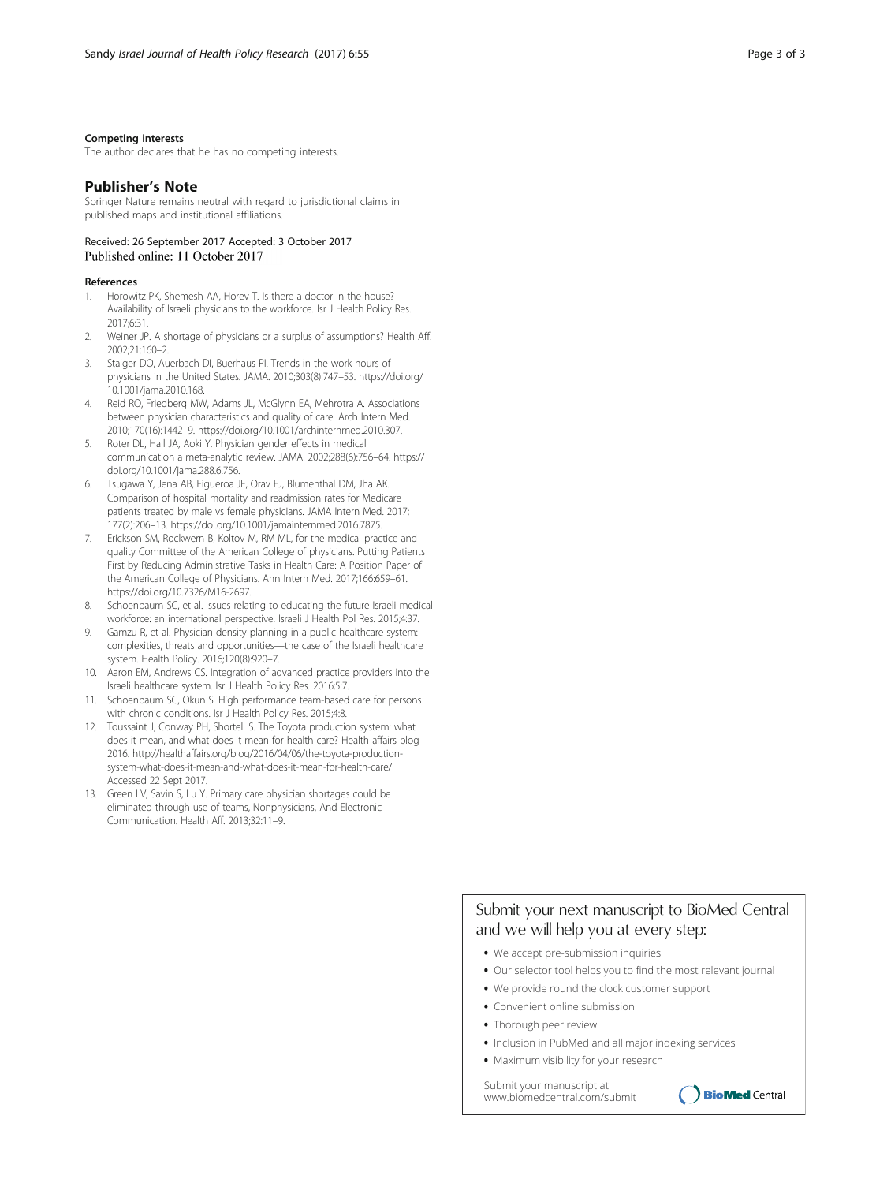#### Competing interests

The author declares that he has no competing interests.

### Publisher's Note

Springer Nature remains neutral with regard to jurisdictional claims in published maps and institutional affiliations.

Received: 26 September 2017 Accepted: 3 October 2017
Published online: 11 October 2017

#### References

1. Horowitz PK, Shemesh AA, Horev T. Is there a doctor in the house? Availability of Israeli physicians to the workforce. Isr J Health Policy Res. 2017;6:31.
2. Weiner JP. A shortage of physicians or a surplus of assumptions? Health Aff. 2002;21:160–2.
3. Staiger DO, Auerbach DI, Buerhaus PI. Trends in the work hours of physicians in the United States. JAMA. 2010;303(8):747–53. https://doi.org/10.1001/jama.2010.168.
4. Reid RO, Friedberg MW, Adams JL, McGlynn EA, Mehrotra A. Associations between physician characteristics and quality of care. Arch Intern Med. 2010;170(16):1442–9. https://doi.org/10.1001/archinternmed.2010.307.
5. Roter DL, Hall JA, Aoki Y. Physician gender effects in medical communication a meta-analytic review. JAMA. 2002;288(6):756–64. https://doi.org/10.1001/jama.288.6.756.
6. Tsugawa Y, Jena AB, Figueroa JF, Orav EJ, Blumenthal DM, Jha AK. Comparison of hospital mortality and readmission rates for Medicare patients treated by male vs female physicians. JAMA Intern Med. 2017;177(2):206–13. https://doi.org/10.1001/jamainternmed.2016.7875.
7. Erickson SM, Rockwern B, Koltov M, RM ML, for the medical practice and quality Committee of the American College of physicians. Putting Patients First by Reducing Administrative Tasks in Health Care: A Position Paper of the American College of Physicians. Ann Intern Med. 2017;166:659–61. https://doi.org/10.7326/M16-2697.
8. Schoenbaum SC, et al. Issues relating to educating the future Israeli medical workforce: an international perspective. Israeli J Health Pol Res. 2015;4:37.
9. Gamzu R, et al. Physician density planning in a public healthcare system: complexities, threats and opportunities—the case of the Israeli healthcare system. Health Policy. 2016;120(8):920–7.
10. Aaron EM, Andrews CS. Integration of advanced practice providers into the Israeli healthcare system. Isr J Health Policy Res. 2016;5:7.
11. Schoenbaum SC, Okun S. High performance team-based care for persons with chronic conditions. Isr J Health Policy Res. 2015;4:8.
12. Toussaint J, Conway PH, Shortell S. The Toyota production system: what does it mean, and what does it mean for health care? Health affairs blog 2016. http://healthaffairs.org/blog/2016/04/06/the-toyota-production-system-what-does-it-mean-and-what-does-it-mean-for-health-care/ Accessed 22 Sept 2017.
13. Green LV, Savin S, Lu Y. Primary care physician shortages could be eliminated through use of teams, Nonphysicians, And Electronic Communication. Health Aff. 2013;32:11–9.

Submit your next manuscript to BioMed Central and we will help you at every step:

- We accept pre-submission inquiries
- Our selector tool helps you to find the most relevant journal
- We provide round the clock customer support
- Convenient online submission
- Thorough peer review
- Inclusion in PubMed and all major indexing services
- Maximum visibility for your research

Submit your manuscript at
www.biomedcentral.com/submit

BioMed Central